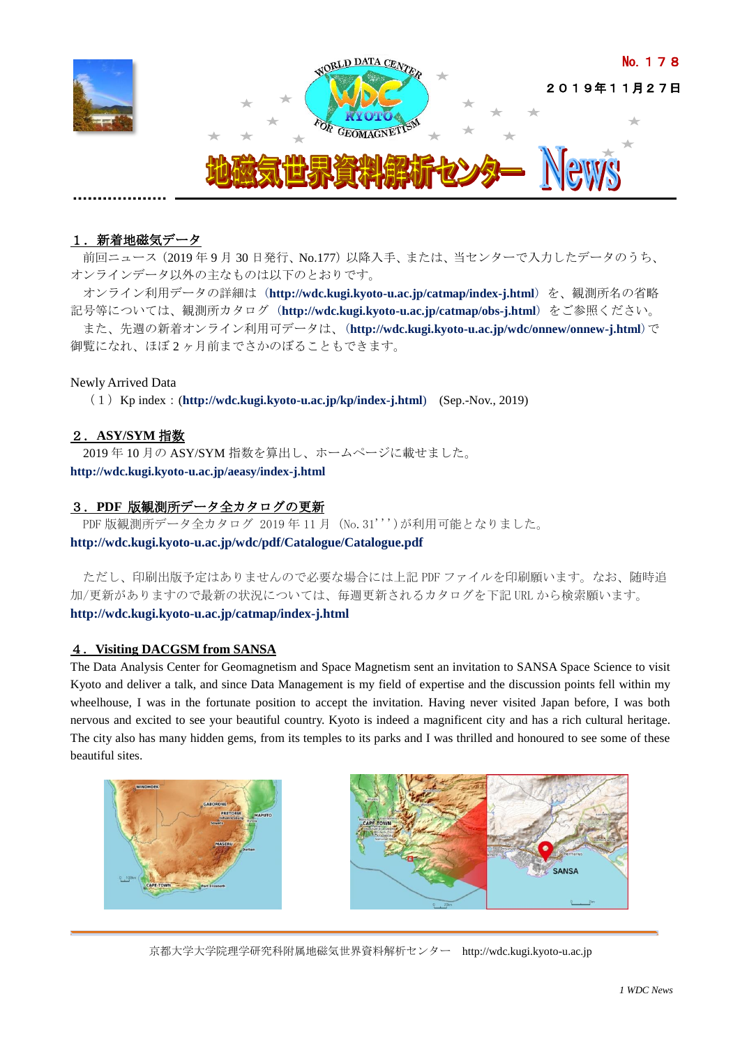No. １７８

２０１９年１１月２７日

# 地磁気世界資料解析センター News

## １．新着地磁気データ

前回ニュース（2019 年 9 月 30 日発行、No.177）以降入手、または、当センターで入力したデータのうち、オンラインデータ以外の主なものは以下のとおりです。

オンライン利用データの詳細は（**http://wdc.kugi.kyoto-u.ac.jp/catmap/index-j.html**）を、観測所名の省略記号等については、観測所カタログ（**http://wdc.kugi.kyoto-u.ac.jp/catmap/obs-j.html**）をご参照ください。

また、先週の新着オンライン利用可データは、（**http://wdc.kugi.kyoto-u.ac.jp/wdc/onnew/onnew-j.html**）で御覧になれ、ほぼ 2 ヶ月前までさかのぼることもできます。

Newly Arrived Data

（１）Kp index：(**http://wdc.kugi.kyoto-u.ac.jp/kp/index-j.html**)　(Sep.-Nov., 2019)

## ２．ASY/SYM 指数

2019 年 10 月の ASY/SYM 指数を算出し、ホームページに載せました。

**http://wdc.kugi.kyoto-u.ac.jp/aeasy/index-j.html**

## ３．PDF 版観測所データ全カタログの更新

PDF 版観測所データ全カタログ 2019 年 11 月 (No. 31''')が利用可能となりました。

**http://wdc.kugi.kyoto-u.ac.jp/wdc/pdf/Catalogue/Catalogue.pdf**

ただし、印刷出版予定はありませんので必要な場合には上記 PDF ファイルを印刷願います。なお、随時追加/更新がありますので最新の状況については、毎週更新されるカタログを下記 URL から検索願います。

**http://wdc.kugi.kyoto-u.ac.jp/catmap/index-j.html**

## ４．Visiting DACGSM from SANSA

The Data Analysis Center for Geomagnetism and Space Magnetism sent an invitation to SANSA Space Science to visit Kyoto and deliver a talk, and since Data Management is my field of expertise and the discussion points fell within my wheelhouse, I was in the fortunate position to accept the invitation. Having never visited Japan before, I was both nervous and excited to see your beautiful country. Kyoto is indeed a magnificent city and has a rich cultural heritage. The city also has many hidden gems, from its temples to its parks and I was thrilled and honoured to see some of these beautiful sites.

京都大学大学院理学研究科附属地磁気世界資料解析センター　http://wdc.kugi.kyoto-u.ac.jp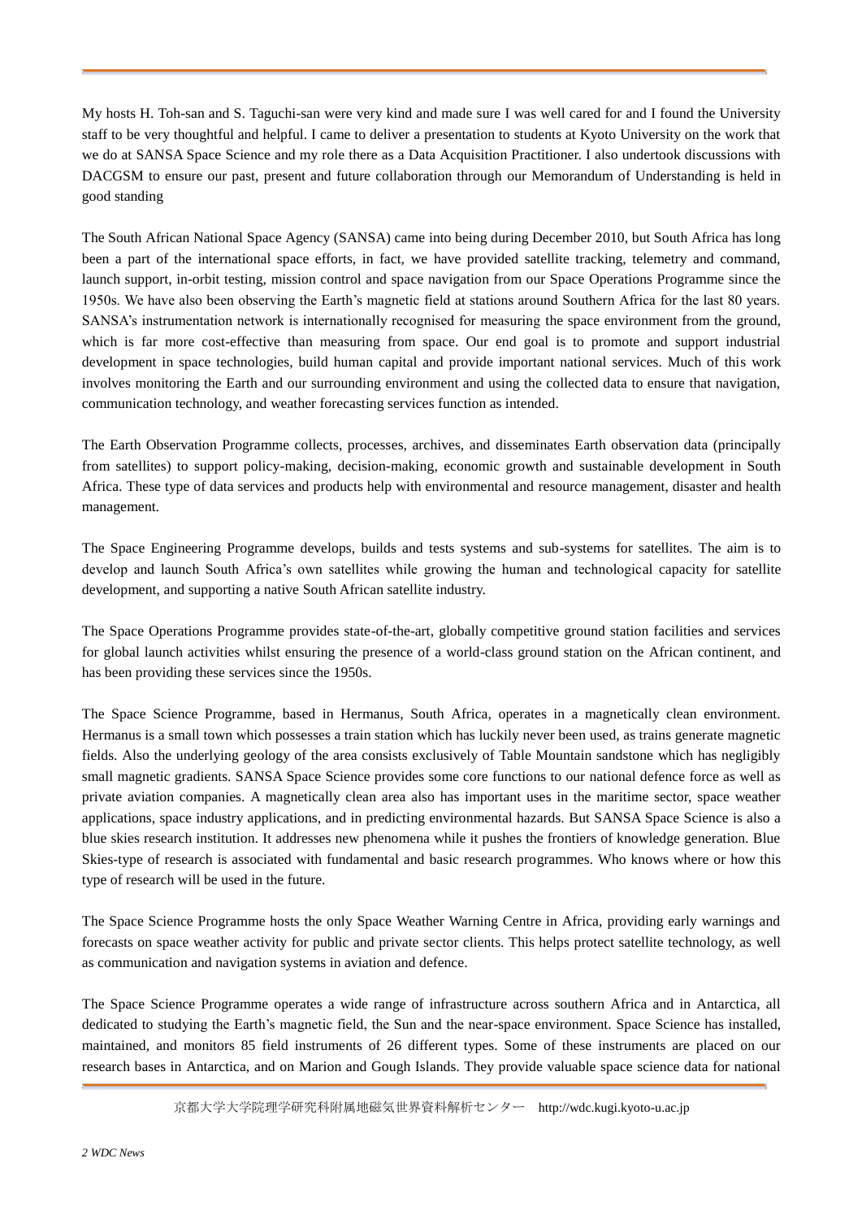My hosts H. Toh-san and S. Taguchi-san were very kind and made sure I was well cared for and I found the University staff to be very thoughtful and helpful. I came to deliver a presentation to students at Kyoto University on the work that we do at SANSA Space Science and my role there as a Data Acquisition Practitioner. I also undertook discussions with DACGSM to ensure our past, present and future collaboration through our Memorandum of Understanding is held in good standing

The South African National Space Agency (SANSA) came into being during December 2010, but South Africa has long been a part of the international space efforts, in fact, we have provided satellite tracking, telemetry and command, launch support, in-orbit testing, mission control and space navigation from our Space Operations Programme since the 1950s. We have also been observing the Earth's magnetic field at stations around Southern Africa for the last 80 years. SANSA's instrumentation network is internationally recognised for measuring the space environment from the ground, which is far more cost-effective than measuring from space. Our end goal is to promote and support industrial development in space technologies, build human capital and provide important national services. Much of this work involves monitoring the Earth and our surrounding environment and using the collected data to ensure that navigation, communication technology, and weather forecasting services function as intended.

The Earth Observation Programme collects, processes, archives, and disseminates Earth observation data (principally from satellites) to support policy-making, decision-making, economic growth and sustainable development in South Africa. These type of data services and products help with environmental and resource management, disaster and health management.

The Space Engineering Programme develops, builds and tests systems and sub-systems for satellites. The aim is to develop and launch South Africa's own satellites while growing the human and technological capacity for satellite development, and supporting a native South African satellite industry.

The Space Operations Programme provides state-of-the-art, globally competitive ground station facilities and services for global launch activities whilst ensuring the presence of a world-class ground station on the African continent, and has been providing these services since the 1950s.

The Space Science Programme, based in Hermanus, South Africa, operates in a magnetically clean environment. Hermanus is a small town which possesses a train station which has luckily never been used, as trains generate magnetic fields. Also the underlying geology of the area consists exclusively of Table Mountain sandstone which has negligibly small magnetic gradients. SANSA Space Science provides some core functions to our national defence force as well as private aviation companies. A magnetically clean area also has important uses in the maritime sector, space weather applications, space industry applications, and in predicting environmental hazards. But SANSA Space Science is also a blue skies research institution. It addresses new phenomena while it pushes the frontiers of knowledge generation. Blue Skies-type of research is associated with fundamental and basic research programmes. Who knows where or how this type of research will be used in the future.

The Space Science Programme hosts the only Space Weather Warning Centre in Africa, providing early warnings and forecasts on space weather activity for public and private sector clients. This helps protect satellite technology, as well as communication and navigation systems in aviation and defence.

The Space Science Programme operates a wide range of infrastructure across southern Africa and in Antarctica, all dedicated to studying the Earth's magnetic field, the Sun and the near-space environment. Space Science has installed, maintained, and monitors 85 field instruments of 26 different types. Some of these instruments are placed on our research bases in Antarctica, and on Marion and Gough Islands. They provide valuable space science data for national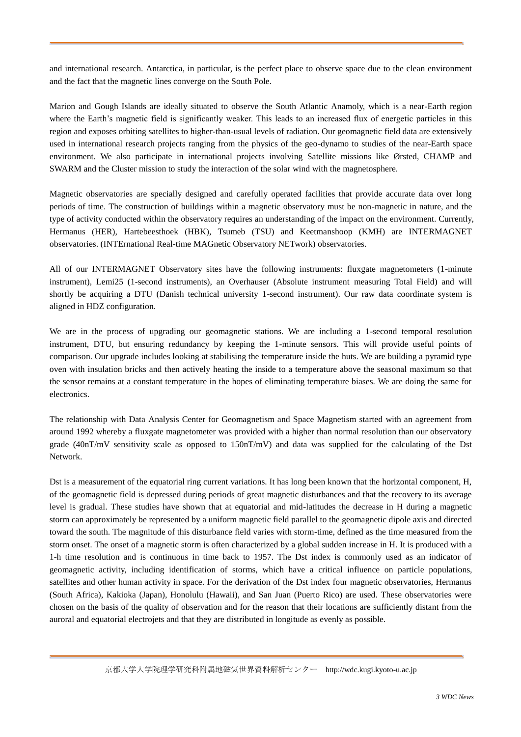and international research. Antarctica, in particular, is the perfect place to observe space due to the clean environment and the fact that the magnetic lines converge on the South Pole.

Marion and Gough Islands are ideally situated to observe the South Atlantic Anamoly, which is a near-Earth region where the Earth's magnetic field is significantly weaker. This leads to an increased flux of energetic particles in this region and exposes orbiting satellites to higher-than-usual levels of radiation. Our geomagnetic field data are extensively used in international research projects ranging from the physics of the geo-dynamo to studies of the near-Earth space environment. We also participate in international projects involving Satellite missions like Ørsted, CHAMP and SWARM and the Cluster mission to study the interaction of the solar wind with the magnetosphere.

Magnetic observatories are specially designed and carefully operated facilities that provide accurate data over long periods of time. The construction of buildings within a magnetic observatory must be non-magnetic in nature, and the type of activity conducted within the observatory requires an understanding of the impact on the environment. Currently, Hermanus (HER), Hartebeesthoek (HBK), Tsumeb (TSU) and Keetmanshoop (KMH) are INTERMAGNET observatories. (INTErnational Real-time MAGnetic Observatory NETwork) observatories.

All of our INTERMAGNET Observatory sites have the following instruments: fluxgate magnetometers (1-minute instrument), Lemi25 (1-second instruments), an Overhauser (Absolute instrument measuring Total Field) and will shortly be acquiring a DTU (Danish technical university 1-second instrument). Our raw data coordinate system is aligned in HDZ configuration.

We are in the process of upgrading our geomagnetic stations. We are including a 1-second temporal resolution instrument, DTU, but ensuring redundancy by keeping the 1-minute sensors. This will provide useful points of comparison. Our upgrade includes looking at stabilising the temperature inside the huts. We are building a pyramid type oven with insulation bricks and then actively heating the inside to a temperature above the seasonal maximum so that the sensor remains at a constant temperature in the hopes of eliminating temperature biases. We are doing the same for electronics.

The relationship with Data Analysis Center for Geomagnetism and Space Magnetism started with an agreement from around 1992 whereby a fluxgate magnetometer was provided with a higher than normal resolution than our observatory grade (40nT/mV sensitivity scale as opposed to 150nT/mV) and data was supplied for the calculating of the Dst Network.

Dst is a measurement of the equatorial ring current variations. It has long been known that the horizontal component, H, of the geomagnetic field is depressed during periods of great magnetic disturbances and that the recovery to its average level is gradual. These studies have shown that at equatorial and mid-latitudes the decrease in H during a magnetic storm can approximately be represented by a uniform magnetic field parallel to the geomagnetic dipole axis and directed toward the south. The magnitude of this disturbance field varies with storm-time, defined as the time measured from the storm onset. The onset of a magnetic storm is often characterized by a global sudden increase in H. It is produced with a 1-h time resolution and is continuous in time back to 1957. The Dst index is commonly used as an indicator of geomagnetic activity, including identification of storms, which have a critical influence on particle populations, satellites and other human activity in space. For the derivation of the Dst index four magnetic observatories, Hermanus (South Africa), Kakioka (Japan), Honolulu (Hawaii), and San Juan (Puerto Rico) are used. These observatories were chosen on the basis of the quality of observation and for the reason that their locations are sufficiently distant from the auroral and equatorial electrojets and that they are distributed in longitude as evenly as possible.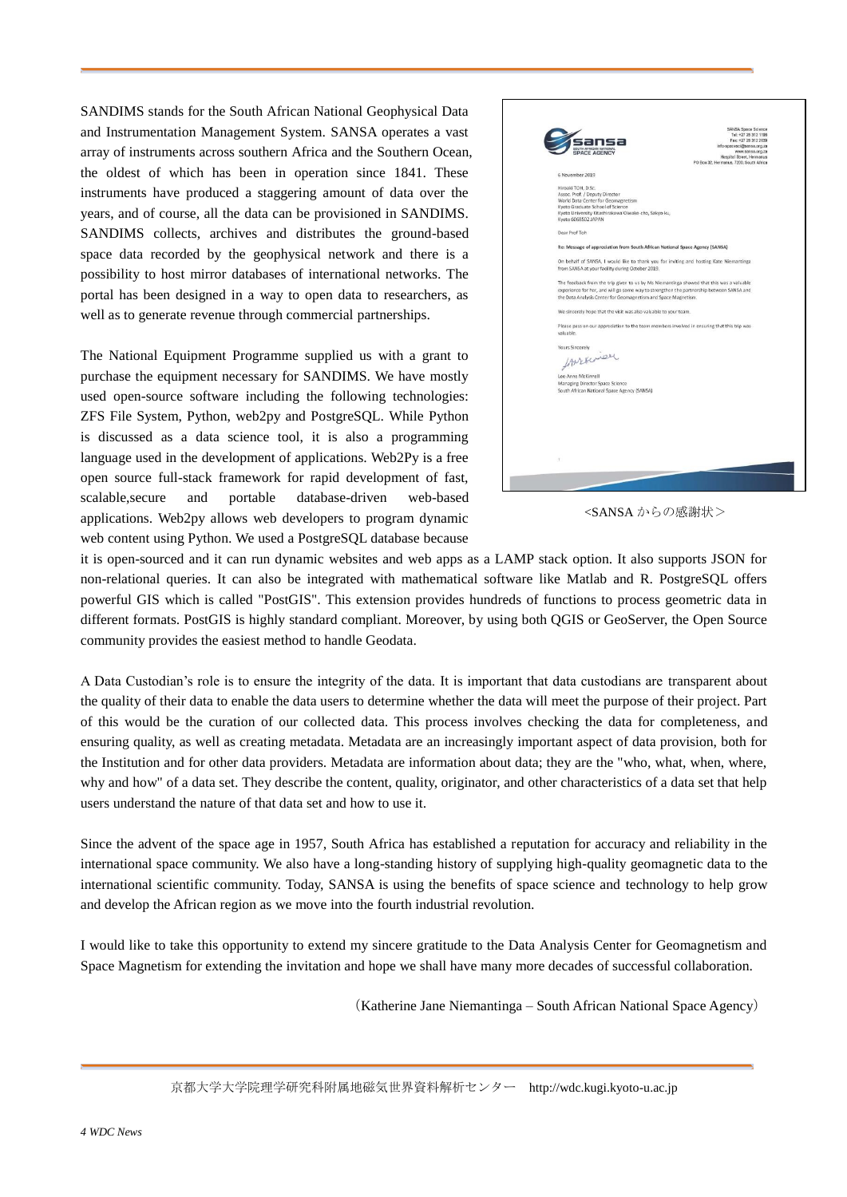SANDIMS stands for the South African National Geophysical Data and Instrumentation Management System. SANSA operates a vast array of instruments across southern Africa and the Southern Ocean, the oldest of which has been in operation since 1841. These instruments have produced a staggering amount of data over the years, and of course, all the data can be provisioned in SANDIMS. SANDIMS collects, archives and distributes the ground-based space data recorded by the geophysical network and there is a possibility to host mirror databases of international networks. The portal has been designed in a way to open data to researchers, as well as to generate revenue through commercial partnerships.

The National Equipment Programme supplied us with a grant to purchase the equipment necessary for SANDIMS. We have mostly used open-source software including the following technologies: ZFS File System, Python, web2py and PostgreSQL. While Python is discussed as a data science tool, it is also a programming language used in the development of applications. Web2Py is a free open source full-stack framework for rapid development of fast, scalable,secure and portable database-driven web-based applications. Web2py allows web developers to program dynamic web content using Python. We used a PostgreSQL database because it is open-sourced and it can run dynamic websites and web apps as a LAMP stack option. It also supports JSON for non-relational queries. It can also be integrated with mathematical software like Matlab and R. PostgreSQL offers powerful GIS which is called "PostGIS". This extension provides hundreds of functions to process geometric data in different formats. PostGIS is highly standard compliant. Moreover, by using both QGIS or GeoServer, the Open Source community provides the easiest method to handle Geodata.

<SANSA からの感謝状>

A Data Custodian's role is to ensure the integrity of the data. It is important that data custodians are transparent about the quality of their data to enable the data users to determine whether the data will meet the purpose of their project. Part of this would be the curation of our collected data. This process involves checking the data for completeness, and ensuring quality, as well as creating metadata. Metadata are an increasingly important aspect of data provision, both for the Institution and for other data providers. Metadata are information about data; they are the "who, what, when, where, why and how" of a data set. They describe the content, quality, originator, and other characteristics of a data set that help users understand the nature of that data set and how to use it.

Since the advent of the space age in 1957, South Africa has established a reputation for accuracy and reliability in the international space community. We also have a long-standing history of supplying high-quality geomagnetic data to the international scientific community. Today, SANSA is using the benefits of space science and technology to help grow and develop the African region as we move into the fourth industrial revolution.

I would like to take this opportunity to extend my sincere gratitude to the Data Analysis Center for Geomagnetism and Space Magnetism for extending the invitation and hope we shall have many more decades of successful collaboration.

(Katherine Jane Niemantinga – South African National Space Agency)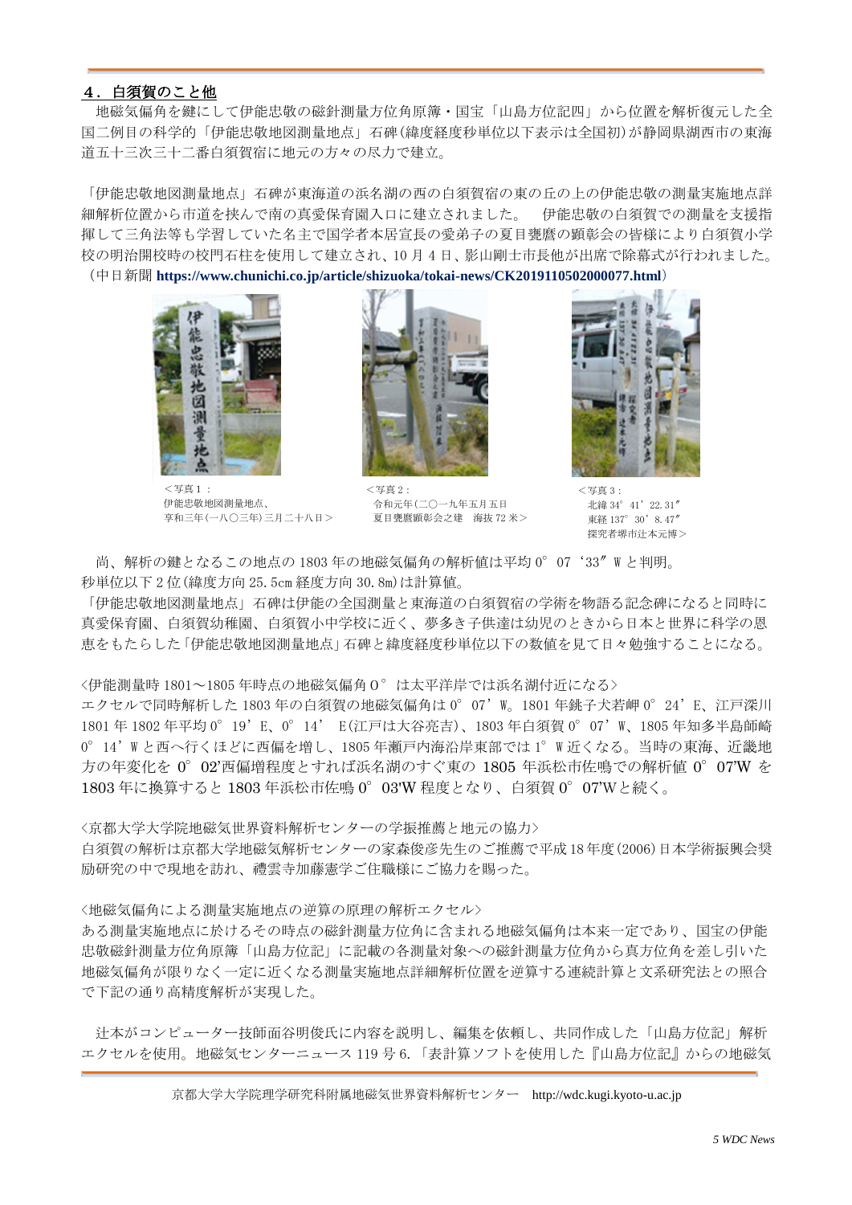## ４．白須賀のこと他

地磁気偏角を鍵にして伊能忠敬の磁針測量方位角原簿・国宝「山島方位記四」から位置を解析復元した全国二例目の科学的「伊能忠敬地図測量地点」石碑(緯度経度秒単位以下表示は全国初)が静岡県湖西市の東海道五十三次三十二番白須賀宿に地元の方々の尽力で建立。

「伊能忠敬地図測量地点」石碑が東海道の浜名湖の西の白須賀宿の東の丘の上の伊能忠敬の測量実施地点詳細解析位置から市道を挟んで南の真愛保育園入口に建立されました。　伊能忠敬の白須賀での測量を支援指揮して三角法等も学習していた名主で国学者本居宣長の愛弟子の夏目甕麿の顕彰会の皆様により白須賀小学校の明治開校時の校門石柱を使用して建立され、10 月 4 日、影山剛士市長他が出席で除幕式が行われました。（中日新聞 **https://www.chunichi.co.jp/article/shizuoka/tokai-news/CK2019110502000077.html**）

＜写真１：
伊能忠敬地図測量地点、
享和三年(一八〇三年)三月二十八日＞

＜写真２：
令和元年(二〇一九年五月五日
夏目甕麿顕彰会之建　海抜 72 米＞

＜写真３：
北緯 34°41’22.31″
東経 137°30’8.47″
探究者堺市辻本元博＞

尚、解析の鍵となるこの地点の 1803 年の地磁気偏角の解析値は平均 0° 07‘33″W と判明。
秒単位以下 2 位(緯度方向 25.5cm 経度方向 30.8m)は計算値。
「伊能忠敬地図測量地点」石碑は伊能の全国測量と東海道の白須賀宿の学術を物語る記念碑になると同時に真愛保育園、白須賀幼稚園、白須賀小中学校に近く、夢多き子供達は幼児のときから日本と世界に科学の恩恵をもたらした「伊能忠敬地図測量地点」石碑と緯度経度秒単位以下の数値を見て日々勉強することになる。

＜伊能測量時 1801～1805 年時点の地磁気偏角 0° は太平洋岸では浜名湖付近になる＞
エクセルで同時解析した 1803 年の白須賀の地磁気偏角は 0° 07’W。1801 年銚子犬若岬 0° 24’E、江戸深川 1801 年 1802 年平均 0° 19’E、0° 14’ E(江戸は大谷亮吉)、1803 年白須賀 0° 07’W、1805 年知多半島師崎 0° 14’W と西へ行くほどに西偏を増し、1805 年瀬戸内海沿岸東部では 1° W 近くなる。当時の東海、近畿地方の年変化を 0° 02’西偏増程度とすれば浜名湖のすぐ東の 1805 年浜松市佐鳴での解析値 0° 07’W を 1803 年に換算すると 1803 年浜松市佐鳴 0° 03'W 程度となり、白須賀 0° 07’W と続く。

＜京都大学大学院地磁気世界資料解析センターの学振推薦と地元の協力＞
白須賀の解析は京都大学地磁気解析センターの家森俊彦先生のご推薦で平成 18 年度(2006)日本学術振興会奨励研究の中で現地を訪れ、禮雲寺加藤憲学ご住職様にご協力を賜った。

＜地磁気偏角による測量実施地点の逆算の原理の解析エクセル＞
ある測量実施地点に於けるその時点の磁針測量方位角に含まれる地磁気偏角は本来一定であり、国宝の伊能忠敬磁針測量方位角原簿「山島方位記」に記載の各測量対象への磁針測量方位角から真方位角を差し引いた地磁気偏角が限りなく一定に近くなる測量実施地点詳細解析位置を逆算する連続計算と文系研究法との照合で下記の通り高精度解析が実現した。

辻本がコンピューター技師面谷明俊氏に内容を説明し、編集を依頼し、共同作成した「山島方位記」解析エクセルを使用。地磁気センターニュース 119 号 6.「表計算ソフトを使用した『山島方位記』からの地磁気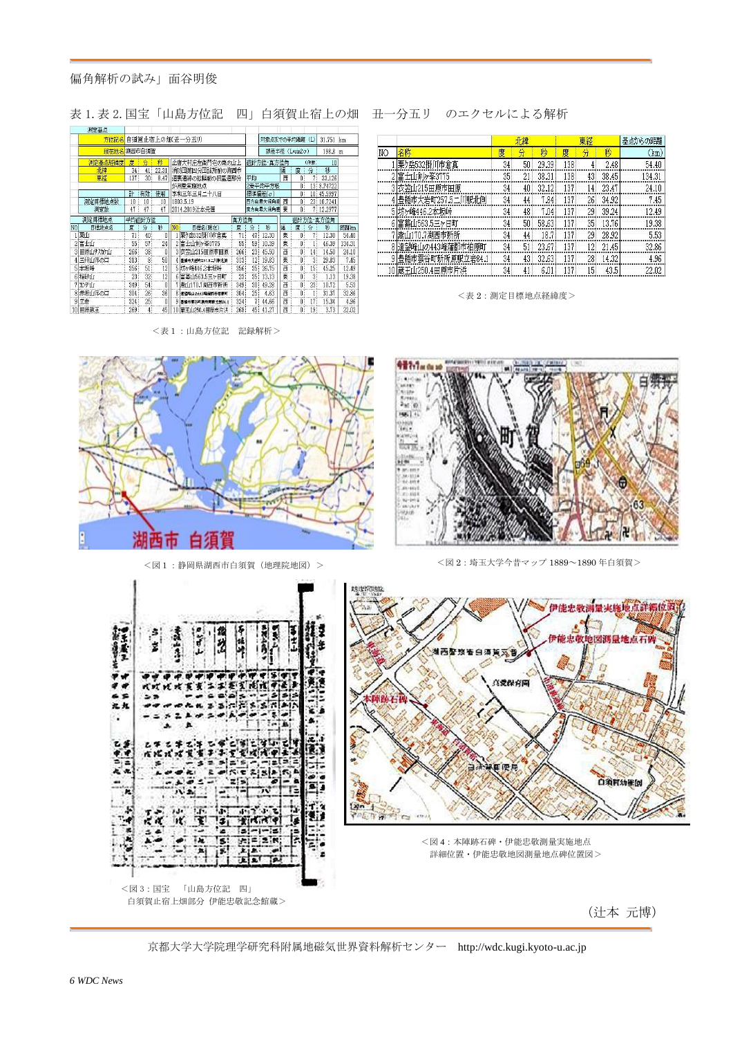偏角解析の試み」面谷明俊

表 1. 表 2. 国宝「山島方位記　四」白須賀止宿上の畑　丑一分五リ　のエクセルによる解析

<表 1：山島方位記　記録解析>

| NO | 名称 | 北緯 度 | 北緯 分 | 北緯 秒 | 東経 度 | 東経 分 | 東経 秒 | 基点からの距離 (km) |
|---|---|---|---|---|---|---|---|---|
| 1 | 粟ケ岳532掛川市倉真 | 34 | 50 | 29.39 | 138 | 4 | 2.48 | 54.40 |
| 2 | 富士山剣ケ峯3775 | 35 | 21 | 38.31 | 138 | 43 | 38.45 | 134.31 |
| 3 | 衣笠山215田原市田原 | 34 | 40 | 32.12 | 137 | 14 | 23.47 | 24.10 |
| 4 | 豊橋市大岩町257.5三川関北向 | 34 | 44 | 7.94 | 137 | 26 | 34.92 | 7.45 |
| 5 | 坊ケ峰446.2本坂峠 | 34 | 48 | 7.04 | 137 | 29 | 39.24 | 12.49 |
| 6 | 富幕山563.5三ケ日町 | 34 | 50 | 58.23 | 137 | 35 | 13.76 | 19.38 |
| 7 | 嵩山10.7湖西市新所 | 34 | 44 | 18.7 | 137 | 29 | 28.92 | 5.53 |
| 8 | 蒲郡竜山の443蒲郡市柏原町 | 34 | 51 | 23.67 | 137 | 12 | 21.45 | 32.86 |
| 9 | 豊橋市雲谷町新所原駅立岩84.1 | 34 | 43 | 32.63 | 137 | 28 | 14.32 | 4.96 |
| 10 | 蔵王山250.4田原市片浜 | 34 | 41 | 6.01 | 137 | 15 | 43.5 | 22.02 |

<表 2：測定目標地点経緯度>

<図 1：静岡県湖西市白須賀（地理院地図）>

<図 2：埼玉大学今昔マップ 1889～1890 年白須賀>

<図 3：国宝　「山島方位記　四」
白須賀止宿上畑部分 伊能忠敬記念館蔵>

<図 4：本陣跡石碑・伊能忠敬測量実施地点
詳細位置・伊能忠敬地図測量地点碑位置図>

（辻本　元博）

京都大学大学院理学研究科附属地磁気世界資料解析センター　http://wdc.kugi.kyoto-u.ac.jp